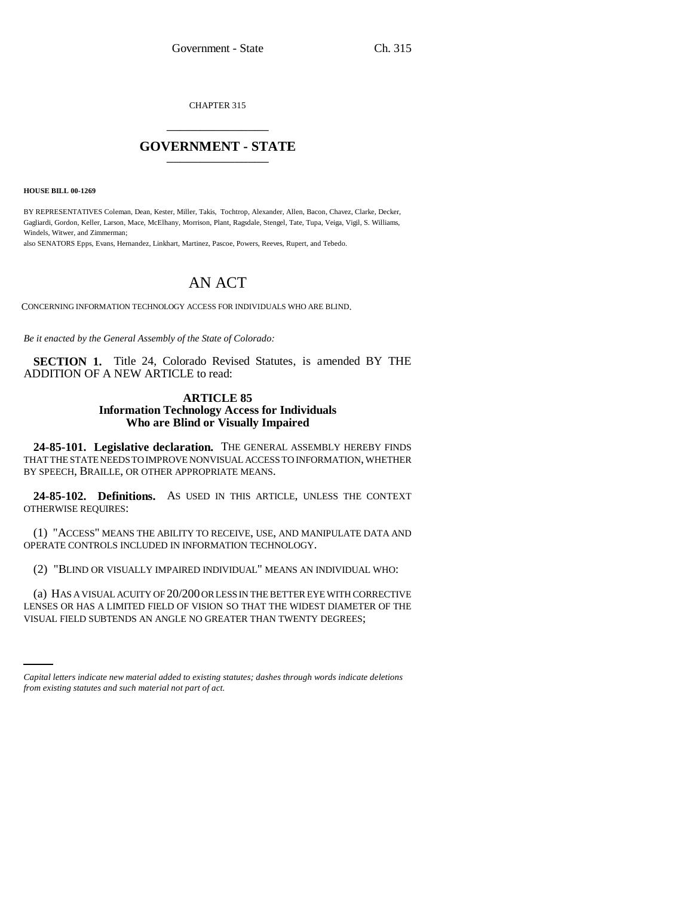CHAPTER 315

# GOVERNMENT - STATE

**HOUSE BILL 00-1269**

BY REPRESENTATIVES Coleman, Dean, Kester, Miller, Takis, Tochtrop, Alexander, Allen, Bacon, Chavez, Clarke, Decker, Gagliardi, Gordon, Keller, Larson, Mace, McElhany, Morrison, Plant, Ragsdale, Stengel, Tate, Tupa, Veiga, Vigil, S. Williams, Windels, Witwer, and Zimmerman;

also SENATORS Epps, Evans, Hernandez, Linkhart, Martinez, Pascoe, Powers, Reeves, Rupert, and Tebedo.

# AN ACT

CONCERNING INFORMATION TECHNOLOGY ACCESS FOR INDIVIDUALS WHO ARE BLIND.

*Be it enacted by the General Assembly of the State of Colorado:*

**SECTION 1.** Title 24, Colorado Revised Statutes, is amended BY THE ADDITION OF A NEW ARTICLE to read:

### ARTICLE 85
### Information Technology Access for Individuals Who are Blind or Visually Impaired

**24-85-101. Legislative declaration.** THE GENERAL ASSEMBLY HEREBY FINDS THAT THE STATE NEEDS TO IMPROVE NONVISUAL ACCESS TO INFORMATION, WHETHER BY SPEECH, BRAILLE, OR OTHER APPROPRIATE MEANS.

**24-85-102. Definitions.** AS USED IN THIS ARTICLE, UNLESS THE CONTEXT OTHERWISE REQUIRES:

(1) "ACCESS" MEANS THE ABILITY TO RECEIVE, USE, AND MANIPULATE DATA AND OPERATE CONTROLS INCLUDED IN INFORMATION TECHNOLOGY.

(2) "BLIND OR VISUALLY IMPAIRED INDIVIDUAL" MEANS AN INDIVIDUAL WHO:

(a) HAS A VISUAL ACUITY OF 20/200 OR LESS IN THE BETTER EYE WITH CORRECTIVE LENSES OR HAS A LIMITED FIELD OF VISION SO THAT THE WIDEST DIAMETER OF THE VISUAL FIELD SUBTENDS AN ANGLE NO GREATER THAN TWENTY DEGREES;

*Capital letters indicate new material added to existing statutes; dashes through words indicate deletions from existing statutes and such material not part of act.*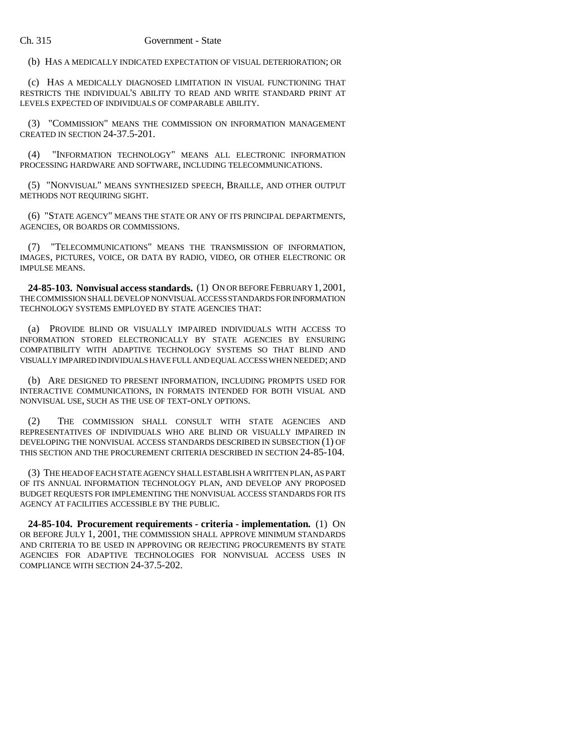(b) HAS A MEDICALLY INDICATED EXPECTATION OF VISUAL DETERIORATION; OR

(c) HAS A MEDICALLY DIAGNOSED LIMITATION IN VISUAL FUNCTIONING THAT RESTRICTS THE INDIVIDUAL'S ABILITY TO READ AND WRITE STANDARD PRINT AT LEVELS EXPECTED OF INDIVIDUALS OF COMPARABLE ABILITY.

(3) "COMMISSION" MEANS THE COMMISSION ON INFORMATION MANAGEMENT CREATED IN SECTION 24-37.5-201.

(4) "INFORMATION TECHNOLOGY" MEANS ALL ELECTRONIC INFORMATION PROCESSING HARDWARE AND SOFTWARE, INCLUDING TELECOMMUNICATIONS.

(5) "NONVISUAL" MEANS SYNTHESIZED SPEECH, BRAILLE, AND OTHER OUTPUT METHODS NOT REQUIRING SIGHT.

(6) "STATE AGENCY" MEANS THE STATE OR ANY OF ITS PRINCIPAL DEPARTMENTS, AGENCIES, OR BOARDS OR COMMISSIONS.

(7) "TELECOMMUNICATIONS" MEANS THE TRANSMISSION OF INFORMATION, IMAGES, PICTURES, VOICE, OR DATA BY RADIO, VIDEO, OR OTHER ELECTRONIC OR IMPULSE MEANS.

**24-85-103. Nonvisual access standards.** (1) ON OR BEFORE FEBRUARY 1, 2001, THE COMMISSION SHALL DEVELOP NONVISUAL ACCESS STANDARDS FOR INFORMATION TECHNOLOGY SYSTEMS EMPLOYED BY STATE AGENCIES THAT:

(a) PROVIDE BLIND OR VISUALLY IMPAIRED INDIVIDUALS WITH ACCESS TO INFORMATION STORED ELECTRONICALLY BY STATE AGENCIES BY ENSURING COMPATIBILITY WITH ADAPTIVE TECHNOLOGY SYSTEMS SO THAT BLIND AND VISUALLY IMPAIRED INDIVIDUALS HAVE FULL AND EQUAL ACCESS WHEN NEEDED; AND

(b) ARE DESIGNED TO PRESENT INFORMATION, INCLUDING PROMPTS USED FOR INTERACTIVE COMMUNICATIONS, IN FORMATS INTENDED FOR BOTH VISUAL AND NONVISUAL USE, SUCH AS THE USE OF TEXT-ONLY OPTIONS.

(2) THE COMMISSION SHALL CONSULT WITH STATE AGENCIES AND REPRESENTATIVES OF INDIVIDUALS WHO ARE BLIND OR VISUALLY IMPAIRED IN DEVELOPING THE NONVISUAL ACCESS STANDARDS DESCRIBED IN SUBSECTION (1) OF THIS SECTION AND THE PROCUREMENT CRITERIA DESCRIBED IN SECTION 24-85-104.

(3) THE HEAD OF EACH STATE AGENCY SHALL ESTABLISH A WRITTEN PLAN, AS PART OF ITS ANNUAL INFORMATION TECHNOLOGY PLAN, AND DEVELOP ANY PROPOSED BUDGET REQUESTS FOR IMPLEMENTING THE NONVISUAL ACCESS STANDARDS FOR ITS AGENCY AT FACILITIES ACCESSIBLE BY THE PUBLIC.

**24-85-104. Procurement requirements - criteria - implementation.** (1) ON OR BEFORE JULY 1, 2001, THE COMMISSION SHALL APPROVE MINIMUM STANDARDS AND CRITERIA TO BE USED IN APPROVING OR REJECTING PROCUREMENTS BY STATE AGENCIES FOR ADAPTIVE TECHNOLOGIES FOR NONVISUAL ACCESS USES IN COMPLIANCE WITH SECTION 24-37.5-202.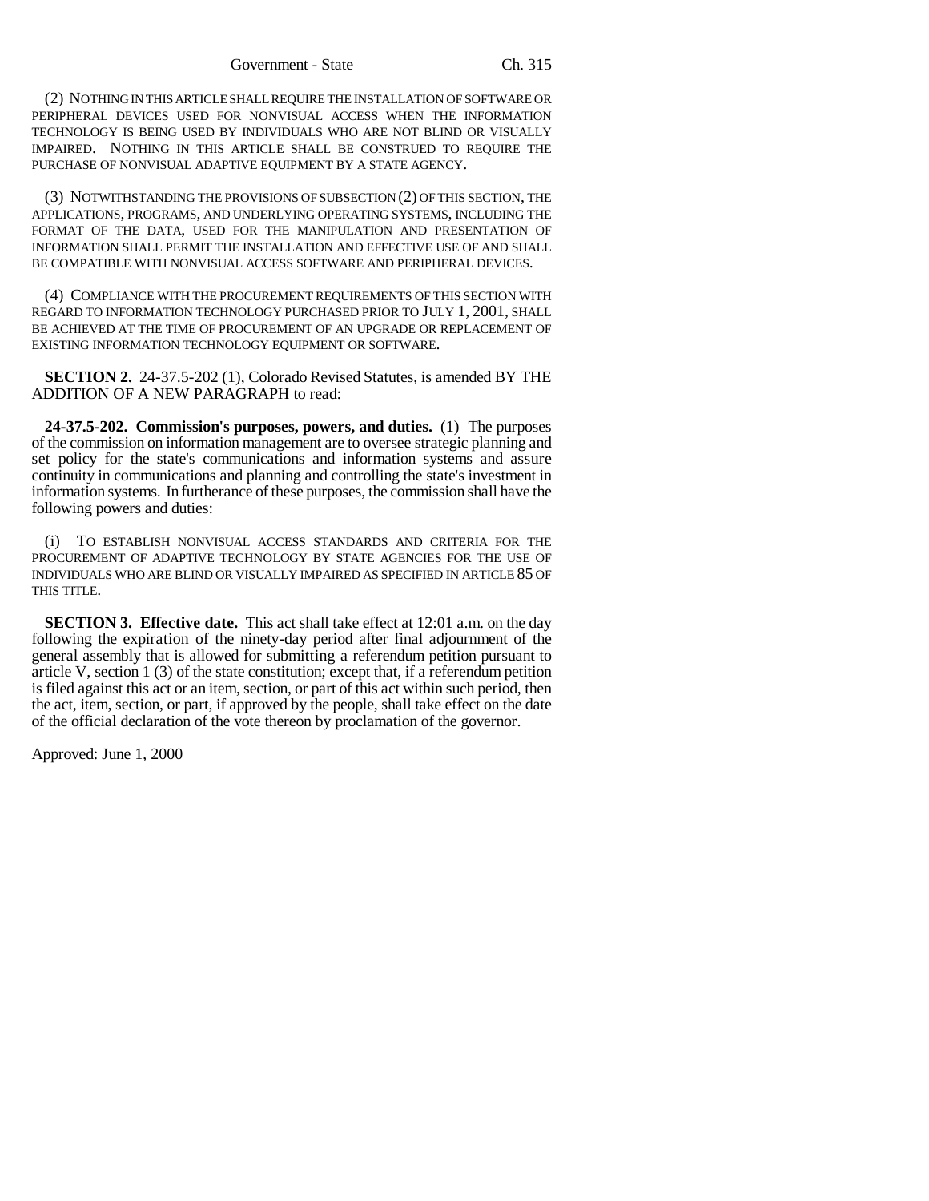(2) NOTHING IN THIS ARTICLE SHALL REQUIRE THE INSTALLATION OF SOFTWARE OR PERIPHERAL DEVICES USED FOR NONVISUAL ACCESS WHEN THE INFORMATION TECHNOLOGY IS BEING USED BY INDIVIDUALS WHO ARE NOT BLIND OR VISUALLY IMPAIRED. NOTHING IN THIS ARTICLE SHALL BE CONSTRUED TO REQUIRE THE PURCHASE OF NONVISUAL ADAPTIVE EQUIPMENT BY A STATE AGENCY.

(3) NOTWITHSTANDING THE PROVISIONS OF SUBSECTION (2) OF THIS SECTION, THE APPLICATIONS, PROGRAMS, AND UNDERLYING OPERATING SYSTEMS, INCLUDING THE FORMAT OF THE DATA, USED FOR THE MANIPULATION AND PRESENTATION OF INFORMATION SHALL PERMIT THE INSTALLATION AND EFFECTIVE USE OF AND SHALL BE COMPATIBLE WITH NONVISUAL ACCESS SOFTWARE AND PERIPHERAL DEVICES.

(4) COMPLIANCE WITH THE PROCUREMENT REQUIREMENTS OF THIS SECTION WITH REGARD TO INFORMATION TECHNOLOGY PURCHASED PRIOR TO JULY 1, 2001, SHALL BE ACHIEVED AT THE TIME OF PROCUREMENT OF AN UPGRADE OR REPLACEMENT OF EXISTING INFORMATION TECHNOLOGY EQUIPMENT OR SOFTWARE.

**SECTION 2.** 24-37.5-202 (1), Colorado Revised Statutes, is amended BY THE ADDITION OF A NEW PARAGRAPH to read:

**24-37.5-202. Commission's purposes, powers, and duties.** (1) The purposes of the commission on information management are to oversee strategic planning and set policy for the state's communications and information systems and assure continuity in communications and planning and controlling the state's investment in information systems. In furtherance of these purposes, the commission shall have the following powers and duties:

(i) TO ESTABLISH NONVISUAL ACCESS STANDARDS AND CRITERIA FOR THE PROCUREMENT OF ADAPTIVE TECHNOLOGY BY STATE AGENCIES FOR THE USE OF INDIVIDUALS WHO ARE BLIND OR VISUALLY IMPAIRED AS SPECIFIED IN ARTICLE 85 OF THIS TITLE.

**SECTION 3. Effective date.** This act shall take effect at 12:01 a.m. on the day following the expiration of the ninety-day period after final adjournment of the general assembly that is allowed for submitting a referendum petition pursuant to article V, section 1 (3) of the state constitution; except that, if a referendum petition is filed against this act or an item, section, or part of this act within such period, then the act, item, section, or part, if approved by the people, shall take effect on the date of the official declaration of the vote thereon by proclamation of the governor.

Approved: June 1, 2000